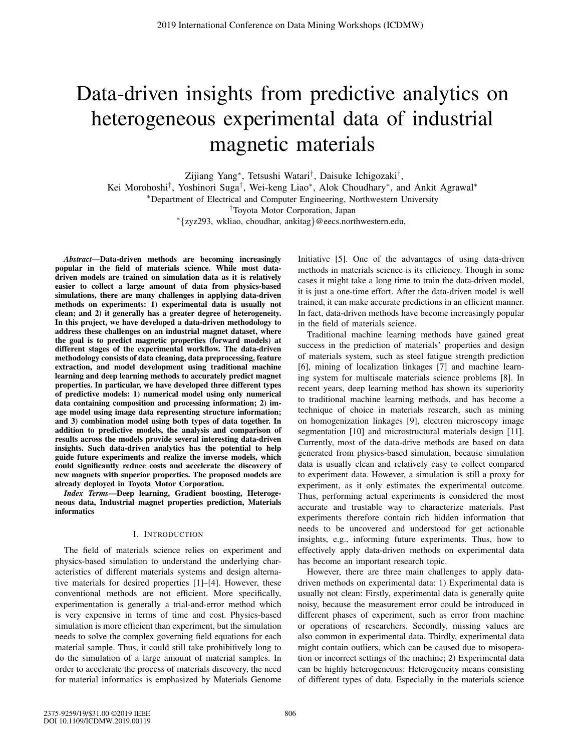# Data-driven insights from predictive analytics on heterogeneous experimental data of industrial magnetic materials

Zijiang Yang*, Tetsushi Watari†, Daisuke Ichigozaki†,
Kei Morohoshi†, Yoshinori Suga†, Wei-keng Liao*, Alok Choudhary*, and Ankit Agrawal*

*Department of Electrical and Computer Engineering, Northwestern University

†Toyota Motor Corporation, Japan

*{zyz293, wkliao, choudhar, ankitag}@eecs.northwestern.edu,

***Abstract*—Data-driven methods are becoming increasingly popular in the field of materials science. While most data-driven models are trained on simulation data as it is relatively easier to collect a large amount of data from physics-based simulations, there are many challenges in applying data-driven methods on experiments: 1) experimental data is usually not clean; and 2) it generally has a greater degree of heterogeneity. In this project, we have developed a data-driven methodology to address these challenges on an industrial magnet dataset, where the goal is to predict magnetic properties (forward models) at different stages of the experimental workflow. The data-driven methodology consists of data cleaning, data preprocessing, feature extraction, and model development using traditional machine learning and deep learning methods to accurately predict magnet properties. In particular, we have developed three different types of predictive models: 1) numerical model using only numerical data containing composition and processing information; 2) image model using image data representing structure information; and 3) combination model using both types of data together. In addition to predictive models, the analysis and comparison of results across the models provide several interesting data-driven insights. Such data-driven analytics has the potential to help guide future experiments and realize the inverse models, which could significantly reduce costs and accelerate the discovery of new magnets with superior properties. The proposed models are already deployed in Toyota Motor Corporation.**

***Index Terms*—Deep learning, Gradient boosting, Heterogeneous data, Industrial magnet properties prediction, Materials informatics**

## I. Introduction

The field of materials science relies on experiment and physics-based simulation to understand the underlying characteristics of different materials systems and design alternative materials for desired properties [1]–[4]. However, these conventional methods are not efficient. More specifically, experimentation is generally a trial-and-error method which is very expensive in terms of time and cost. Physics-based simulation is more efficient than experiment, but the simulation needs to solve the complex governing field equations for each material sample. Thus, it could still take prohibitively long to do the simulation of a large amount of material samples. In order to accelerate the process of materials discovery, the need for material informatics is emphasized by Materials Genome Initiative [5]. One of the advantages of using data-driven methods in materials science is its efficiency. Though in some cases it might take a long time to train the data-driven model, it is just a one-time effort. After the data-driven model is well trained, it can make accurate predictions in an efficient manner. In fact, data-driven methods have become increasingly popular in the field of materials science.

Traditional machine learning methods have gained great success in the prediction of materials' properties and design of materials system, such as steel fatigue strength prediction [6], mining of localization linkages [7] and machine learning system for multiscale materials science problems [8]. In recent years, deep learning method has shown its superiority to traditional machine learning methods, and has become a technique of choice in materials research, such as mining on homogenization linkages [9], electron microscopy image segmentation [10] and microstructural materials design [11]. Currently, most of the data-drive methods are based on data generated from physics-based simulation, because simulation data is usually clean and relatively easy to collect compared to experiment data. However, a simulation is still a proxy for experiment, as it only estimates the experimental outcome. Thus, performing actual experiments is considered the most accurate and trustable way to characterize materials. Past experiments therefore contain rich hidden information that needs to be uncovered and understood for get actionable insights, e.g., informing future experiments. Thus, how to effectively apply data-driven methods on experimental data has become an important research topic.

However, there are three main challenges to apply data-driven methods on experimental data: 1) Experimental data is usually not clean: Firstly, experimental data is generally quite noisy, because the measurement error could be introduced in different phases of experiment, such as error from machine or operations of researchers. Secondly, missing values are also common in experimental data. Thirdly, experimental data might contain outliers, which can be caused due to misoperation or incorrect settings of the machine; 2) Experimental data can be highly heterogeneous: Heterogeneity means consisting of different types of data. Especially in the materials science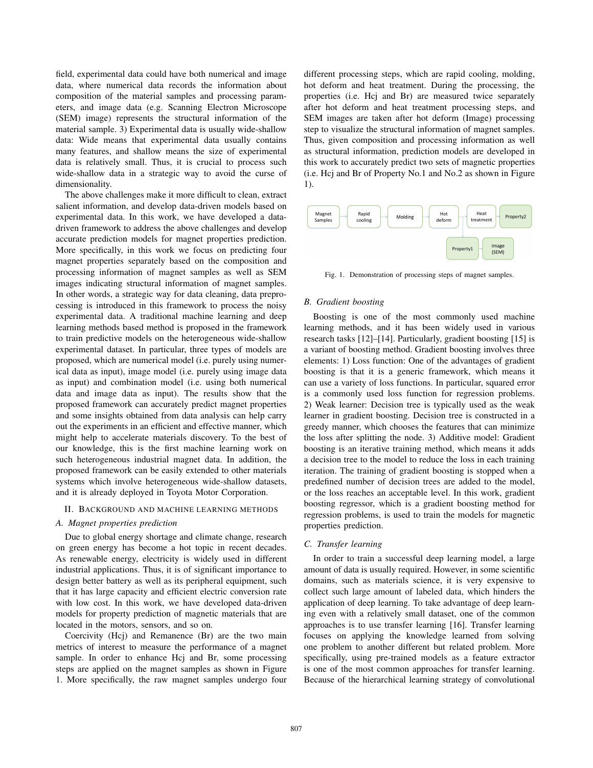field, experimental data could have both numerical and image data, where numerical data records the information about composition of the material samples and processing parameters, and image data (e.g. Scanning Electron Microscope (SEM) image) represents the structural information of the material sample. 3) Experimental data is usually wide-shallow data: Wide means that experimental data usually contains many features, and shallow means the size of experimental data is relatively small. Thus, it is crucial to process such wide-shallow data in a strategic way to avoid the curse of dimensionality.

The above challenges make it more difficult to clean, extract salient information, and develop data-driven models based on experimental data. In this work, we have developed a data-driven framework to address the above challenges and develop accurate prediction models for magnet properties prediction. More specifically, in this work we focus on predicting four magnet properties separately based on the composition and processing information of magnet samples as well as SEM images indicating structural information of magnet samples. In other words, a strategic way for data cleaning, data preprocessing is introduced in this framework to process the noisy experimental data. A traditional machine learning and deep learning methods based method is proposed in the framework to train predictive models on the heterogeneous wide-shallow experimental dataset. In particular, three types of models are proposed, which are numerical model (i.e. purely using numerical data as input), image model (i.e. purely using image data as input) and combination model (i.e. using both numerical data and image data as input). The results show that the proposed framework can accurately predict magnet properties and some insights obtained from data analysis can help carry out the experiments in an efficient and effective manner, which might help to accelerate materials discovery. To the best of our knowledge, this is the first machine learning work on such heterogeneous industrial magnet data. In addition, the proposed framework can be easily extended to other materials systems which involve heterogeneous wide-shallow datasets, and it is already deployed in Toyota Motor Corporation.

## II. Background and Machine Learning Methods

### A. Magnet properties prediction

Due to global energy shortage and climate change, research on green energy has become a hot topic in recent decades. As renewable energy, electricity is widely used in different industrial applications. Thus, it is of significant importance to design better battery as well as its peripheral equipment, such that it has large capacity and efficient electric conversion rate with low cost. In this work, we have developed data-driven models for property prediction of magnetic materials that are located in the motors, sensors, and so on.

Coercivity (Hcj) and Remanence (Br) are the two main metrics of interest to measure the performance of a magnet sample. In order to enhance Hcj and Br, some processing steps are applied on the magnet samples as shown in Figure 1. More specifically, the raw magnet samples undergo four different processing steps, which are rapid cooling, molding, hot deform and heat treatment. During the processing, the properties (i.e. Hcj and Br) are measured twice separately after hot deform and heat treatment processing steps, and SEM images are taken after hot deform (Image) processing step to visualize the structural information of magnet samples. Thus, given composition and processing information as well as structural information, prediction models are developed in this work to accurately predict two sets of magnetic properties (i.e. Hcj and Br of Property No.1 and No.2 as shown in Figure 1).

Magnet Samples → Rapid cooling → Molding → Hot deform → Heat treatment → Property2

Property1 → Image (SEM)

Fig. 1. Demonstration of processing steps of magnet samples.

### B. Gradient boosting

Boosting is one of the most commonly used machine learning methods, and it has been widely used in various research tasks [12]–[14]. Particularly, gradient boosting [15] is a variant of boosting method. Gradient boosting involves three elements: 1) Loss function: One of the advantages of gradient boosting is that it is a generic framework, which means it can use a variety of loss functions. In particular, squared error is a commonly used loss function for regression problems. 2) Weak learner: Decision tree is typically used as the weak learner in gradient boosting. Decision tree is constructed in a greedy manner, which chooses the features that can minimize the loss after splitting the node. 3) Additive model: Gradient boosting is an iterative training method, which means it adds a decision tree to the model to reduce the loss in each training iteration. The training of gradient boosting is stopped when a predefined number of decision trees are added to the model, or the loss reaches an acceptable level. In this work, gradient boosting regressor, which is a gradient boosting method for regression problems, is used to train the models for magnetic properties prediction.

### C. Transfer learning

In order to train a successful deep learning model, a large amount of data is usually required. However, in some scientific domains, such as materials science, it is very expensive to collect such large amount of labeled data, which hinders the application of deep learning. To take advantage of deep learning even with a relatively small dataset, one of the common approaches is to use transfer learning [16]. Transfer learning focuses on applying the knowledge learned from solving one problem to another different but related problem. More specifically, using pre-trained models as a feature extractor is one of the most common approaches for transfer learning. Because of the hierarchical learning strategy of convolutional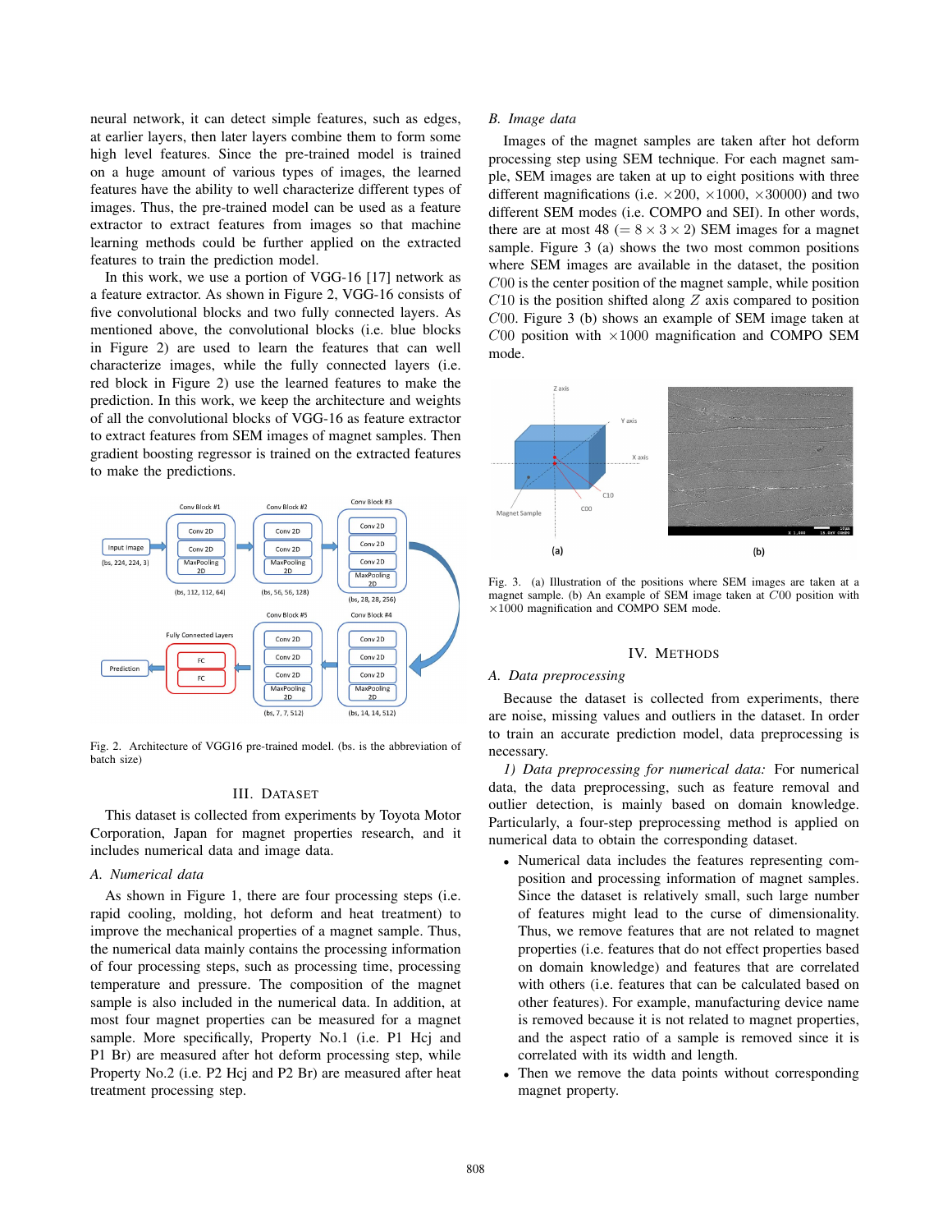neural network, it can detect simple features, such as edges, at earlier layers, then later layers combine them to form some high level features. Since the pre-trained model is trained on a huge amount of various types of images, the learned features have the ability to well characterize different types of images. Thus, the pre-trained model can be used as a feature extractor to extract features from images so that machine learning methods could be further applied on the extracted features to train the prediction model.

In this work, we use a portion of VGG-16 [17] network as a feature extractor. As shown in Figure 2, VGG-16 consists of five convolutional blocks and two fully connected layers. As mentioned above, the convolutional blocks (i.e. blue blocks in Figure 2) are used to learn the features that can well characterize images, while the fully connected layers (i.e. red block in Figure 2) use the learned features to make the prediction. In this work, we keep the architecture and weights of all the convolutional blocks of VGG-16 as feature extractor to extract features from SEM images of magnet samples. Then gradient boosting regressor is trained on the extracted features to make the predictions.

Fig. 2. Architecture of VGG16 pre-trained model. (bs. is the abbreviation of batch size)

## III. Dataset

This dataset is collected from experiments by Toyota Motor Corporation, Japan for magnet properties research, and it includes numerical data and image data.

### A. Numerical data

As shown in Figure 1, there are four processing steps (i.e. rapid cooling, molding, hot deform and heat treatment) to improve the mechanical properties of a magnet sample. Thus, the numerical data mainly contains the processing information of four processing steps, such as processing time, processing temperature and pressure. The composition of the magnet sample is also included in the numerical data. In addition, at most four magnet properties can be measured for a magnet sample. More specifically, Property No.1 (i.e. P1 Hcj and P1 Br) are measured after hot deform processing step, while Property No.2 (i.e. P2 Hcj and P2 Br) are measured after heat treatment processing step.

### B. Image data

Images of the magnet samples are taken after hot deform processing step using SEM technique. For each magnet sample, SEM images are taken at up to eight positions with three different magnifications (i.e. $\times 200$, $\times 1000$, $\times 30000$) and two different SEM modes (i.e. COMPO and SEI). In other words, there are at most 48 ($= 8 \times 3 \times 2$) SEM images for a magnet sample. Figure 3 (a) shows the two most common positions where SEM images are available in the dataset, the position $C00$ is the center position of the magnet sample, while position $C10$ is the position shifted along $Z$ axis compared to position $C00$. Figure 3 (b) shows an example of SEM image taken at $C00$ position with $\times 1000$ magnification and COMPO SEM mode.

Fig. 3. (a) Illustration of the positions where SEM images are taken at a magnet sample. (b) An example of SEM image taken at $C00$ position with $\times 1000$ magnification and COMPO SEM mode.

## IV. Methods

### A. Data preprocessing

Because the dataset is collected from experiments, there are noise, missing values and outliers in the dataset. In order to train an accurate prediction model, data preprocessing is necessary.

*1) Data preprocessing for numerical data:* For numerical data, the data preprocessing, such as feature removal and outlier detection, is mainly based on domain knowledge. Particularly, a four-step preprocessing method is applied on numerical data to obtain the corresponding dataset.

- Numerical data includes the features representing composition and processing information of magnet samples. Since the dataset is relatively small, such large number of features might lead to the curse of dimensionality. Thus, we remove features that are not related to magnet properties (i.e. features that do not effect properties based on domain knowledge) and features that are correlated with others (i.e. features that can be calculated based on other features). For example, manufacturing device name is removed because it is not related to magnet properties, and the aspect ratio of a sample is removed since it is correlated with its width and length.
- Then we remove the data points without corresponding magnet property.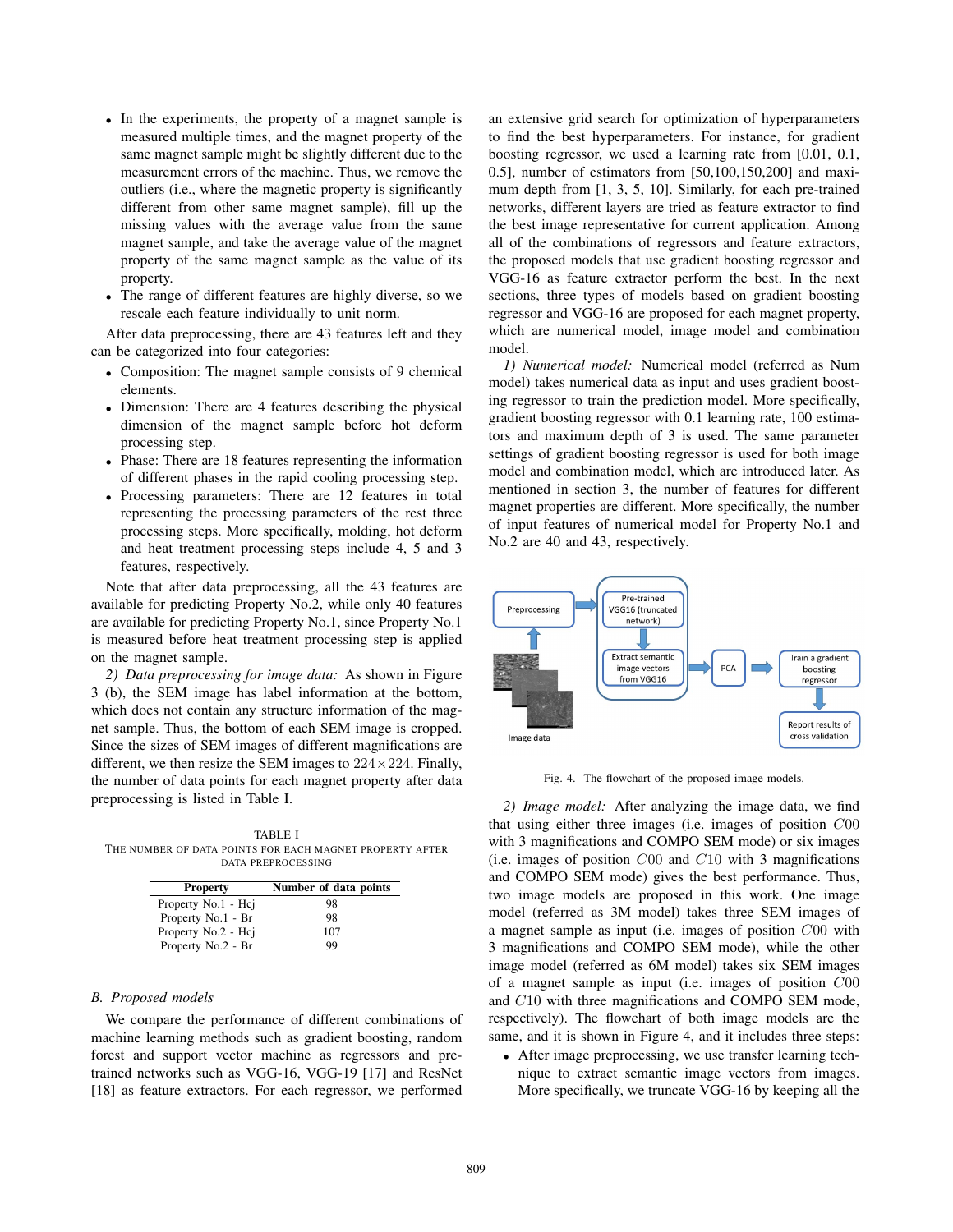- In the experiments, the property of a magnet sample is measured multiple times, and the magnet property of the same magnet sample might be slightly different due to the measurement errors of the machine. Thus, we remove the outliers (i.e., where the magnetic property is significantly different from other same magnet sample), fill up the missing values with the average value from the same magnet sample, and take the average value of the magnet property of the same magnet sample as the value of its property.
- The range of different features are highly diverse, so we rescale each feature individually to unit norm.

After data preprocessing, there are 43 features left and they can be categorized into four categories:

- Composition: The magnet sample consists of 9 chemical elements.
- Dimension: There are 4 features describing the physical dimension of the magnet sample before hot deform processing step.
- Phase: There are 18 features representing the information of different phases in the rapid cooling processing step.
- Processing parameters: There are 12 features in total representing the processing parameters of the rest three processing steps. More specifically, molding, hot deform and heat treatment processing steps include 4, 5 and 3 features, respectively.

Note that after data preprocessing, all the 43 features are available for predicting Property No.2, while only 40 features are available for predicting Property No.1, since Property No.1 is measured before heat treatment processing step is applied on the magnet sample.

*2) Data preprocessing for image data:* As shown in Figure 3 (b), the SEM image has label information at the bottom, which does not contain any structure information of the magnet sample. Thus, the bottom of each SEM image is cropped. Since the sizes of SEM images of different magnifications are different, we then resize the SEM images to $224 \times 224$. Finally, the number of data points for each magnet property after data preprocessing is listed in Table I.

TABLE I
THE NUMBER OF DATA POINTS FOR EACH MAGNET PROPERTY AFTER DATA PREPROCESSING

| Property | Number of data points |
|---|---|
| Property No.1 - Hcj | 98 |
| Property No.1 - Br | 98 |
| Property No.2 - Hcj | 107 |
| Property No.2 - Br | 99 |

### B. Proposed models

We compare the performance of different combinations of machine learning methods such as gradient boosting, random forest and support vector machine as regressors and pre-trained networks such as VGG-16, VGG-19 [17] and ResNet [18] as feature extractors. For each regressor, we performed an extensive grid search for optimization of hyperparameters to find the best hyperparameters. For instance, for gradient boosting regressor, we used a learning rate from [0.01, 0.1, 0.5], number of estimators from [50,100,150,200] and maximum depth from [1, 3, 5, 10]. Similarly, for each pre-trained networks, different layers are tried as feature extractor to find the best image representative for current application. Among all of the combinations of regressors and feature extractors, the proposed models that use gradient boosting regressor and VGG-16 as feature extractor perform the best. In the next sections, three types of models based on gradient boosting regressor and VGG-16 are proposed for each magnet property, which are numerical model, image model and combination model.

*1) Numerical model:* Numerical model (referred as Num model) takes numerical data as input and uses gradient boosting regressor to train the prediction model. More specifically, gradient boosting regressor with 0.1 learning rate, 100 estimators and maximum depth of 3 is used. The same parameter settings of gradient boosting regressor is used for both image model and combination model, which are introduced later. As mentioned in section 3, the number of features for different magnet properties are different. More specifically, the number of input features of numerical model for Property No.1 and No.2 are 40 and 43, respectively.

Fig. 4. The flowchart of the proposed image models.

*2) Image model:* After analyzing the image data, we find that using either three images (i.e. images of position $C00$ with 3 magnifications and COMPO SEM mode) or six images (i.e. images of position $C00$ and $C10$ with 3 magnifications and COMPO SEM mode) gives the best performance. Thus, two image models are proposed in this work. One image model (referred as 3M model) takes three SEM images of a magnet sample as input (i.e. images of position $C00$ with 3 magnifications and COMPO SEM mode), while the other image model (referred as 6M model) takes six SEM images of a magnet sample as input (i.e. images of position $C00$ and $C10$ with three magnifications and COMPO SEM mode, respectively). The flowchart of both image models are the same, and it is shown in Figure 4, and it includes three steps:

- After image preprocessing, we use transfer learning technique to extract semantic image vectors from images. More specifically, we truncate VGG-16 by keeping all the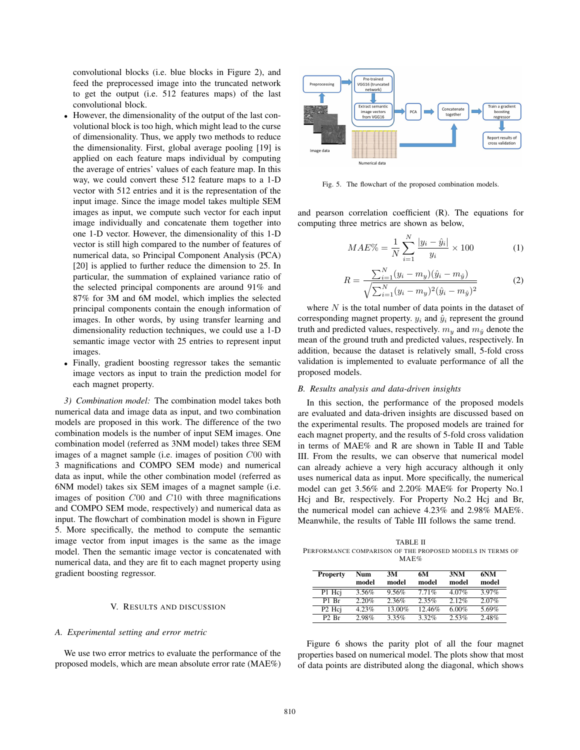convolutional blocks (i.e. blue blocks in Figure 2), and feed the preprocessed image into the truncated network to get the output (i.e. 512 features maps) of the last convolutional block.

- However, the dimensionality of the output of the last convolutional block is too high, which might lead to the curse of dimensionality. Thus, we apply two methods to reduce the dimensionality. First, global average pooling [19] is applied on each feature maps individual by computing the average of entries' values of each feature map. In this way, we could convert these 512 feature maps to a 1-D vector with 512 entries and it is the representation of the input image. Since the image model takes multiple SEM images as input, we compute such vector for each input image individually and concatenate them together into one 1-D vector. However, the dimensionality of this 1-D vector is still high compared to the number of features of numerical data, so Principal Component Analysis (PCA) [20] is applied to further reduce the dimension to 25. In particular, the summation of explained variance ratio of the selected principal components are around 91% and 87% for 3M and 6M model, which implies the selected principal components contain the enough information of images. In other words, by using transfer learning and dimensionality reduction techniques, we could use a 1-D semantic image vector with 25 entries to represent input images.
- Finally, gradient boosting regressor takes the semantic image vectors as input to train the prediction model for each magnet property.

*3) Combination model:* The combination model takes both numerical data and image data as input, and two combination models are proposed in this work. The difference of the two combination models is the number of input SEM images. One combination model (referred as 3NM model) takes three SEM images of a magnet sample (i.e. images of position $C00$ with 3 magnifications and COMPO SEM mode) and numerical data as input, while the other combination model (referred as 6NM model) takes six SEM images of a magnet sample (i.e. images of position $C00$ and $C10$ with three magnifications and COMPO SEM mode, respectively) and numerical data as input. The flowchart of combination model is shown in Figure 5. More specifically, the method to compute the semantic image vector from input images is the same as the image model. Then the semantic image vector is concatenated with numerical data, and they are fit to each magnet property using gradient boosting regressor.

Fig. 5. The flowchart of the proposed combination models.

## V. Results and Discussion

### A. Experimental setting and error metric

We use two error metrics to evaluate the performance of the proposed models, which are mean absolute error rate (MAE%) and pearson correlation coefficient (R). The equations for computing three metrics are shown as below,

$$MAE\% = \frac{1}{N}\sum_{i=1}^{N}\frac{|y_i - \hat{y}_i|}{y_i} \times 100 \quad (1)$$

$$R = \frac{\sum_{i=1}^{N}(y_i - m_y)(\hat{y}_i - m_{\hat{y}})}{\sqrt{\sum_{i=1}^{N}(y_i - m_y)^2(\hat{y}_i - m_{\hat{y}})^2}} \quad (2)$$

where $N$ is the total number of data points in the dataset of corresponding magnet property. $y_i$ and $\hat{y}_i$ represent the ground truth and predicted values, respectively. $m_y$ and $m_{\hat{y}}$ denote the mean of the ground truth and predicted values, respectively. In addition, because the dataset is relatively small, 5-fold cross validation is implemented to evaluate performance of all the proposed models.

### B. Results analysis and data-driven insights

In this section, the performance of the proposed models are evaluated and data-driven insights are discussed based on the experimental results. The proposed models are trained for each magnet property, and the results of 5-fold cross validation in terms of MAE% and R are shown in Table II and Table III. From the results, we can observe that numerical model can already achieve a very high accuracy although it only uses numerical data as input. More specifically, the numerical model can get 3.56% and 2.20% MAE% for Property No.1 Hcj and Br, respectively. For Property No.2 Hcj and Br, the numerical model can achieve 4.23% and 2.98% MAE%. Meanwhile, the results of Table III follows the same trend.

TABLE II
Performance comparison of the proposed models in terms of MAE%

| Property | Num model | 3M model | 6M model | 3NM model | 6NM model |
|---|---|---|---|---|---|
| P1 Hcj | 3.56% | 9.56% | 7.71% | 4.07% | 3.97% |
| P1 Br | 2.20% | 2.36% | 2.35% | 2.12% | 2.07% |
| P2 Hcj | 4.23% | 13.00% | 12.46% | 6.00% | 5.69% |
| P2 Br | 2.98% | 3.35% | 3.32% | 2.53% | 2.48% |

Figure 6 shows the parity plot of all the four magnet properties based on numerical model. The plots show that most of data points are distributed along the diagonal, which shows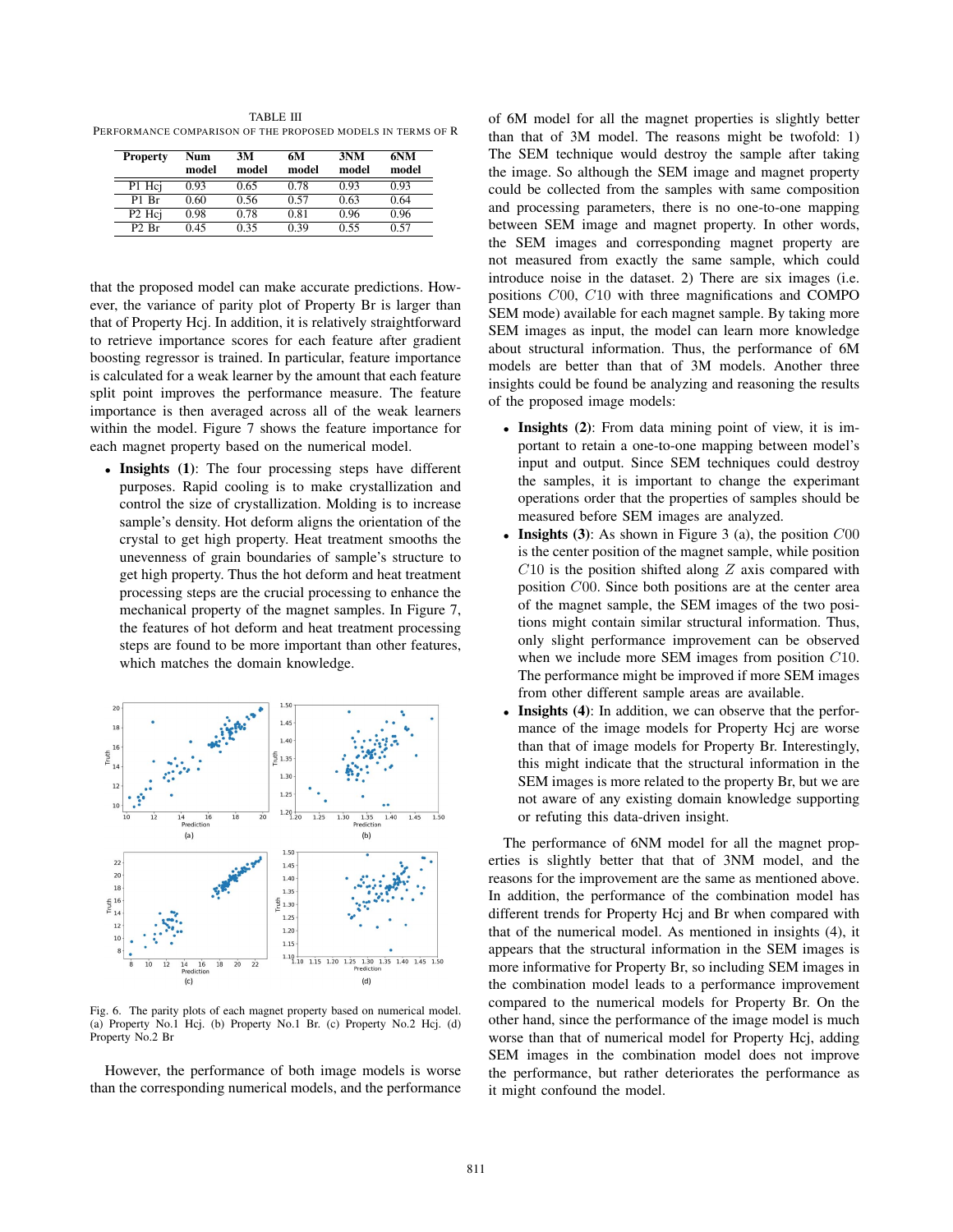TABLE III
PERFORMANCE COMPARISON OF THE PROPOSED MODELS IN TERMS OF R

| Property | Num model | 3M model | 6M model | 3NM model | 6NM model |
|---|---|---|---|---|---|
| P1 Hcj | 0.93 | 0.65 | 0.78 | 0.93 | 0.93 |
| P1 Br | 0.60 | 0.56 | 0.57 | 0.63 | 0.64 |
| P2 Hcj | 0.98 | 0.78 | 0.81 | 0.96 | 0.96 |
| P2 Br | 0.45 | 0.35 | 0.39 | 0.55 | 0.57 |

that the proposed model can make accurate predictions. However, the variance of parity plot of Property Br is larger than that of Property Hcj. In addition, it is relatively straightforward to retrieve importance scores for each feature after gradient boosting regressor is trained. In particular, feature importance is calculated for a weak learner by the amount that each feature split point improves the performance measure. The feature importance is then averaged across all of the weak learners within the model. Figure 7 shows the feature importance for each magnet property based on the numerical model.

- **Insights (1)**: The four processing steps have different purposes. Rapid cooling is to make crystallization and control the size of crystallization. Molding is to increase sample's density. Hot deform aligns the orientation of the crystal to get high property. Heat treatment smooths the unevenness of grain boundaries of sample's structure to get high property. Thus the hot deform and heat treatment processing steps are the crucial processing to enhance the mechanical property of the magnet samples. In Figure 7, the features of hot deform and heat treatment processing steps are found to be more important than other features, which matches the domain knowledge.

Fig. 6. The parity plots of each magnet property based on numerical model. (a) Property No.1 Hcj. (b) Property No.1 Br. (c) Property No.2 Hcj. (d) Property No.2 Br

However, the performance of both image models is worse than the corresponding numerical models, and the performance of 6M model for all the magnet properties is slightly better than that of 3M model. The reasons might be twofold: 1) The SEM technique would destroy the sample after taking the image. So although the SEM image and magnet property could be collected from the samples with same composition and processing parameters, there is no one-to-one mapping between SEM image and magnet property. In other words, the SEM images and corresponding magnet property are not measured from exactly the same sample, which could introduce noise in the dataset. 2) There are six images (i.e. positions $C00$, $C10$ with three magnifications and COMPO SEM mode) available for each magnet sample. By taking more SEM images as input, the model can learn more knowledge about structural information. Thus, the performance of 6M models are better than that of 3M models. Another three insights could be found be analyzing and reasoning the results of the proposed image models:

- **Insights (2)**: From data mining point of view, it is important to retain a one-to-one mapping between model's input and output. Since SEM techniques could destroy the samples, it is important to change the experimant operations order that the properties of samples should be measured before SEM images are analyzed.
- **Insights (3)**: As shown in Figure 3 (a), the position $C00$ is the center position of the magnet sample, while position $C10$ is the position shifted along $Z$ axis compared with position $C00$. Since both positions are at the center area of the magnet sample, the SEM images of the two positions might contain similar structural information. Thus, only slight performance improvement can be observed when we include more SEM images from position $C10$. The performance might be improved if more SEM images from other different sample areas are available.
- **Insights (4)**: In addition, we can observe that the performance of the image models for Property Hcj are worse than that of image models for Property Br. Interestingly, this might indicate that the structural information in the SEM images is more related to the property Br, but we are not aware of any existing domain knowledge supporting or refuting this data-driven insight.

The performance of 6NM model for all the magnet properties is slightly better that that of 3NM model, and the reasons for the improvement are the same as mentioned above. In addition, the performance of the combination model has different trends for Property Hcj and Br when compared with that of the numerical model. As mentioned in insights (4), it appears that the structural information in the SEM images is more informative for Property Br, so including SEM images in the combination model leads to a performance improvement compared to the numerical models for Property Br. On the other hand, since the performance of the image model is much worse than that of numerical model for Property Hcj, adding SEM images in the combination model does not improve the performance, but rather deteriorates the performance as it might confound the model.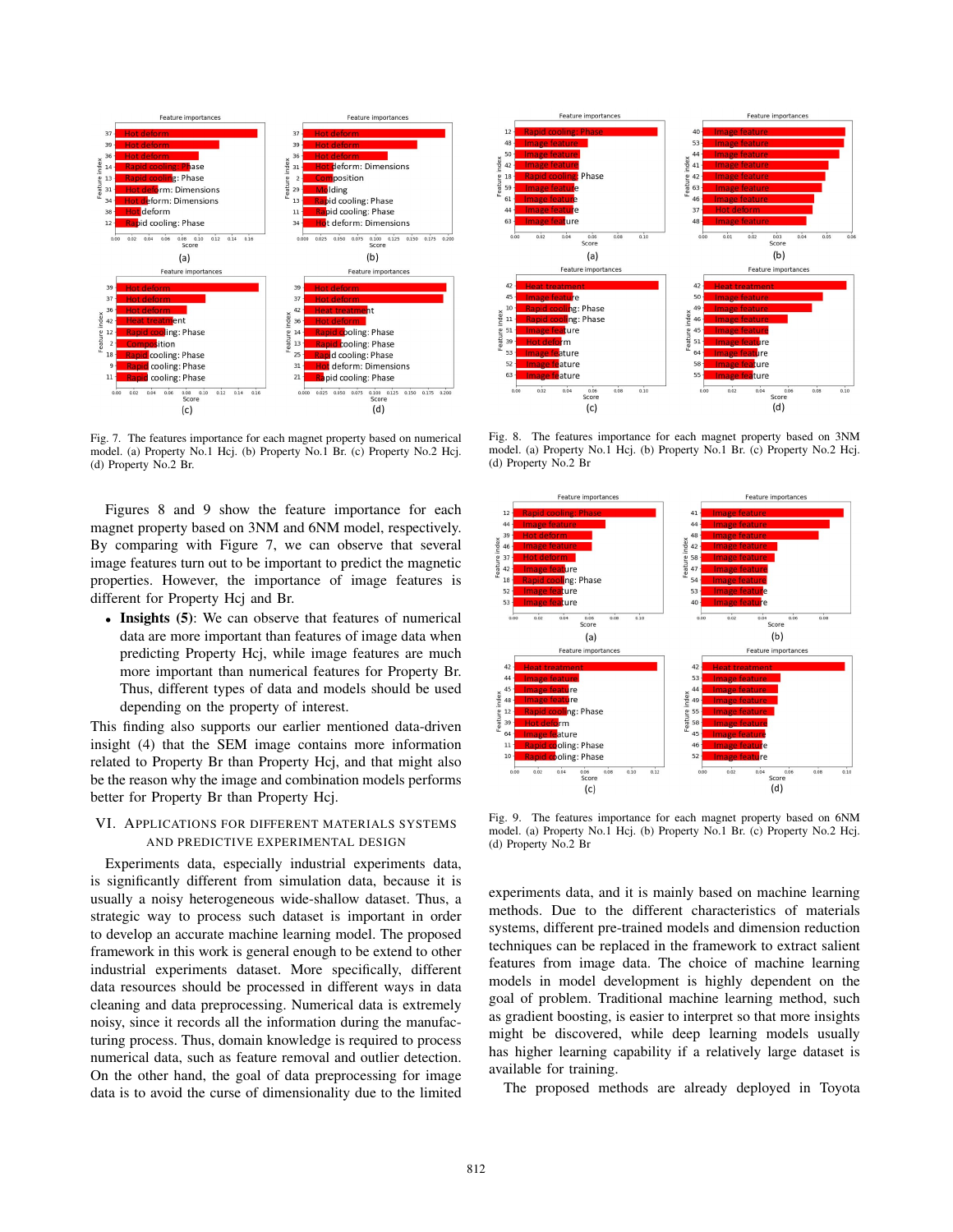Fig. 7. The features importance for each magnet property based on numerical model. (a) Property No.1 Hcj. (b) Property No.1 Br. (c) Property No.2 Hcj. (d) Property No.2 Br.

Fig. 8. The features importance for each magnet property based on 3NM model. (a) Property No.1 Hcj. (b) Property No.1 Br. (c) Property No.2 Hcj. (d) Property No.2 Br

Figures 8 and 9 show the feature importance for each magnet property based on 3NM and 6NM model, respectively. By comparing with Figure 7, we can observe that several image features turn out to be important to predict the magnetic properties. However, the importance of image features is different for Property Hcj and Br.

- **Insights (5)**: We can observe that features of numerical data are more important than features of image data when predicting Property Hcj, while image features are much more important than numerical features for Property Br. Thus, different types of data and models should be used depending on the property of interest.

This finding also supports our earlier mentioned data-driven insight (4) that the SEM image contains more information related to Property Br than Property Hcj, and that might also be the reason why the image and combination models performs better for Property Br than Property Hcj.

## VI. Applications for Different Materials Systems and Predictive Experimental Design

Experiments data, especially industrial experiments data, is significantly different from simulation data, because it is usually a noisy heterogeneous wide-shallow dataset. Thus, a strategic way to process such dataset is important in order to develop an accurate machine learning model. The proposed framework in this work is general enough to be extend to other industrial experiments dataset. More specifically, different data resources should be processed in different ways in data cleaning and data preprocessing. Numerical data is extremely noisy, since it records all the information during the manufacturing process. Thus, domain knowledge is required to process numerical data, such as feature removal and outlier detection. On the other hand, the goal of data preprocessing for image data is to avoid the curse of dimensionality due to the limited experiments data, and it is mainly based on machine learning methods. Due to the different characteristics of materials systems, different pre-trained models and dimension reduction techniques can be replaced in the framework to extract salient features from image data. The choice of machine learning models in model development is highly dependent on the goal of problem. Traditional machine learning method, such as gradient boosting, is easier to interpret so that more insights might be discovered, while deep learning models usually has higher learning capability if a relatively large dataset is available for training.

Fig. 9. The features importance for each magnet property based on 6NM model. (a) Property No.1 Hcj. (b) Property No.1 Br. (c) Property No.2 Hcj. (d) Property No.2 Br

The proposed methods are already deployed in Toyota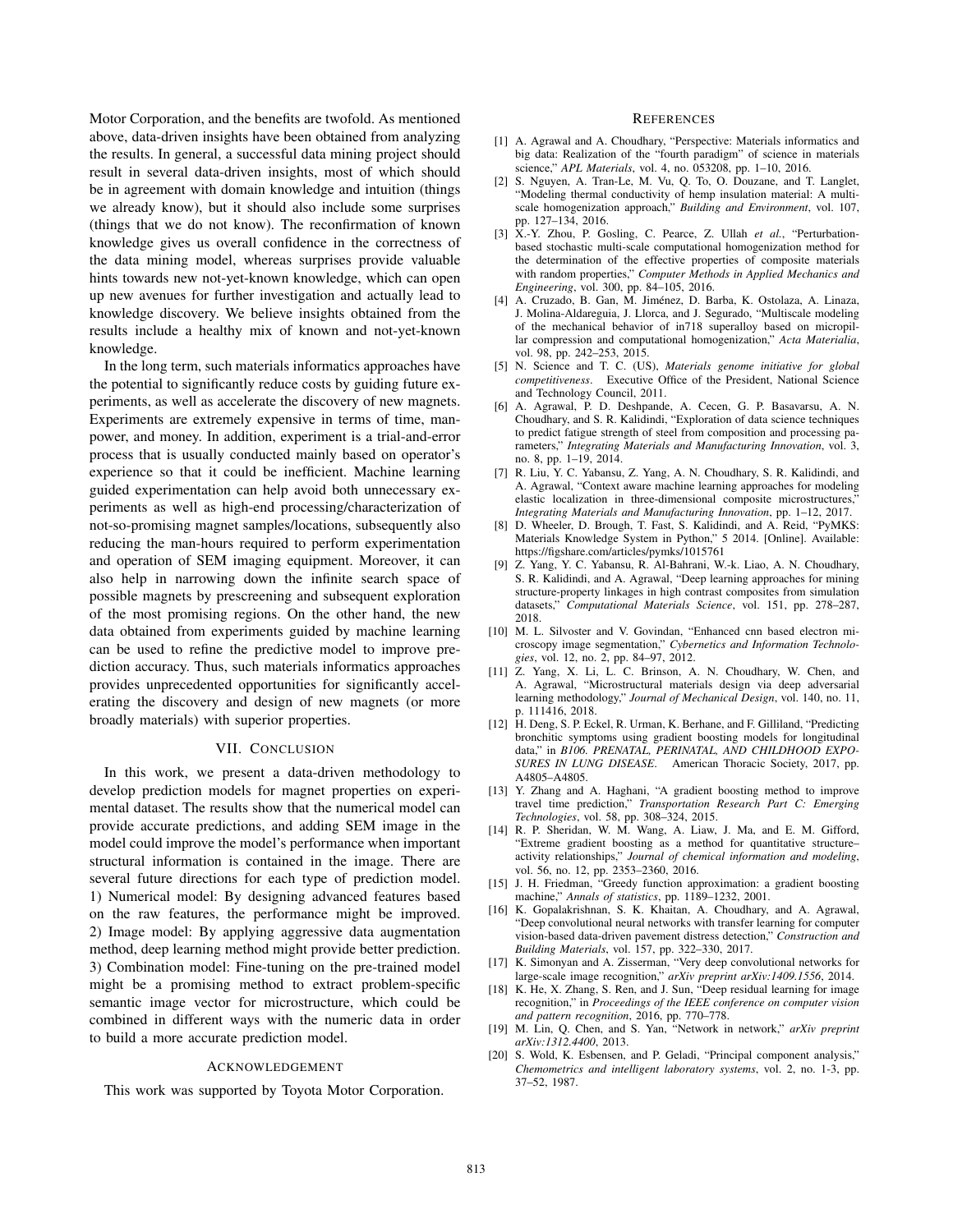Motor Corporation, and the benefits are twofold. As mentioned above, data-driven insights have been obtained from analyzing the results. In general, a successful data mining project should result in several data-driven insights, most of which should be in agreement with domain knowledge and intuition (things we already know), but it should also include some surprises (things that we do not know). The reconfirmation of known knowledge gives us overall confidence in the correctness of the data mining model, whereas surprises provide valuable hints towards new not-yet-known knowledge, which can open up new avenues for further investigation and actually lead to knowledge discovery. We believe insights obtained from the results include a healthy mix of known and not-yet-known knowledge.

In the long term, such materials informatics approaches have the potential to significantly reduce costs by guiding future experiments, as well as accelerate the discovery of new magnets. Experiments are extremely expensive in terms of time, manpower, and money. In addition, experiment is a trial-and-error process that is usually conducted mainly based on operator's experience so that it could be inefficient. Machine learning guided experimentation can help avoid both unnecessary experiments as well as high-end processing/characterization of not-so-promising magnet samples/locations, subsequently also reducing the man-hours required to perform experimentation and operation of SEM imaging equipment. Moreover, it can also help in narrowing down the infinite search space of possible magnets by prescreening and subsequent exploration of the most promising regions. On the other hand, the new data obtained from experiments guided by machine learning can be used to refine the predictive model to improve prediction accuracy. Thus, such materials informatics approaches provides unprecedented opportunities for significantly accelerating the discovery and design of new magnets (or more broadly materials) with superior properties.

## VII. Conclusion

In this work, we present a data-driven methodology to develop prediction models for magnet properties on experimental dataset. The results show that the numerical model can provide accurate predictions, and adding SEM image in the model could improve the model's performance when important structural information is contained in the image. There are several future directions for each type of prediction model. 1) Numerical model: By designing advanced features based on the raw features, the performance might be improved. 2) Image model: By applying aggressive data augmentation method, deep learning method might provide better prediction. 3) Combination model: Fine-tuning on the pre-trained model might be a promising method to extract problem-specific semantic image vector for microstructure, which could be combined in different ways with the numeric data in order to build a more accurate prediction model.

## Acknowledgement

This work was supported by Toyota Motor Corporation.

## References

[1] A. Agrawal and A. Choudhary, "Perspective: Materials informatics and big data: Realization of the "fourth paradigm" of science in materials science," *APL Materials*, vol. 4, no. 053208, pp. 1–10, 2016.

[2] S. Nguyen, A. Tran-Le, M. Vu, Q. To, O. Douzane, and T. Langlet, "Modeling thermal conductivity of hemp insulation material: A multi-scale homogenization approach," *Building and Environment*, vol. 107, pp. 127–134, 2016.

[3] X.-Y. Zhou, P. Gosling, C. Pearce, Z. Ullah *et al.*, "Perturbation-based stochastic multi-scale computational homogenization method for the determination of the effective properties of composite materials with random properties," *Computer Methods in Applied Mechanics and Engineering*, vol. 300, pp. 84–105, 2016.

[4] A. Cruzado, B. Gan, M. Jiménez, D. Barba, K. Ostolaza, A. Linaza, J. Molina-Aldareguia, J. Llorca, and J. Segurado, "Multiscale modeling of the mechanical behavior of in718 superalloy based on micropillar compression and computational homogenization," *Acta Materialia*, vol. 98, pp. 242–253, 2015.

[5] N. Science and T. C. (US), *Materials genome initiative for global competitiveness*. Executive Office of the President, National Science and Technology Council, 2011.

[6] A. Agrawal, P. D. Deshpande, A. Cecen, G. P. Basavarsu, A. N. Choudhary, and S. R. Kalidindi, "Exploration of data science techniques to predict fatigue strength of steel from composition and processing parameters," *Integrating Materials and Manufacturing Innovation*, vol. 3, no. 8, pp. 1–19, 2014.

[7] R. Liu, Y. C. Yabansu, Z. Yang, A. N. Choudhary, S. R. Kalidindi, and A. Agrawal, "Context aware machine learning approaches for modeling elastic localization in three-dimensional composite microstructures," *Integrating Materials and Manufacturing Innovation*, pp. 1–12, 2017.

[8] D. Wheeler, D. Brough, T. Fast, S. Kalidindi, and A. Reid, "PyMKS: Materials Knowledge System in Python," 5 2014. [Online]. Available: https://figshare.com/articles/pymks/1015761

[9] Z. Yang, Y. C. Yabansu, R. Al-Bahrani, W.-k. Liao, A. N. Choudhary, S. R. Kalidindi, and A. Agrawal, "Deep learning approaches for mining structure-property linkages in high contrast composites from simulation datasets," *Computational Materials Science*, vol. 151, pp. 278–287, 2018.

[10] M. L. Silvoster and V. Govindan, "Enhanced cnn based electron microscopy image segmentation," *Cybernetics and Information Technologies*, vol. 12, no. 2, pp. 84–97, 2012.

[11] Z. Yang, X. Li, L. C. Brinson, A. N. Choudhary, W. Chen, and A. Agrawal, "Microstructural materials design via deep adversarial learning methodology," *Journal of Mechanical Design*, vol. 140, no. 11, p. 111416, 2018.

[12] H. Deng, S. P. Eckel, R. Urman, K. Berhane, and F. Gilliland, "Predicting bronchitic symptoms using gradient boosting models for longitudinal data," in *B106. PRENATAL, PERINATAL, AND CHILDHOOD EXPOSURES IN LUNG DISEASE*. American Thoracic Society, 2017, pp. A4805–A4805.

[13] Y. Zhang and A. Haghani, "A gradient boosting method to improve travel time prediction," *Transportation Research Part C: Emerging Technologies*, vol. 58, pp. 308–324, 2015.

[14] R. P. Sheridan, W. M. Wang, A. Liaw, J. Ma, and E. M. Gifford, "Extreme gradient boosting as a method for quantitative structure–activity relationships," *Journal of chemical information and modeling*, vol. 56, no. 12, pp. 2353–2360, 2016.

[15] J. H. Friedman, "Greedy function approximation: a gradient boosting machine," *Annals of statistics*, pp. 1189–1232, 2001.

[16] K. Gopalakrishnan, S. K. Khaitan, A. Choudhary, and A. Agrawal, "Deep convolutional neural networks with transfer learning for computer vision-based data-driven pavement distress detection," *Construction and Building Materials*, vol. 157, pp. 322–330, 2017.

[17] K. Simonyan and A. Zisserman, "Very deep convolutional networks for large-scale image recognition," *arXiv preprint arXiv:1409.1556*, 2014.

[18] K. He, X. Zhang, S. Ren, and J. Sun, "Deep residual learning for image recognition," in *Proceedings of the IEEE conference on computer vision and pattern recognition*, 2016, pp. 770–778.

[19] M. Lin, Q. Chen, and S. Yan, "Network in network," *arXiv preprint arXiv:1312.4400*, 2013.

[20] S. Wold, K. Esbensen, and P. Geladi, "Principal component analysis," *Chemometrics and intelligent laboratory systems*, vol. 2, no. 1-3, pp. 37–52, 1987.